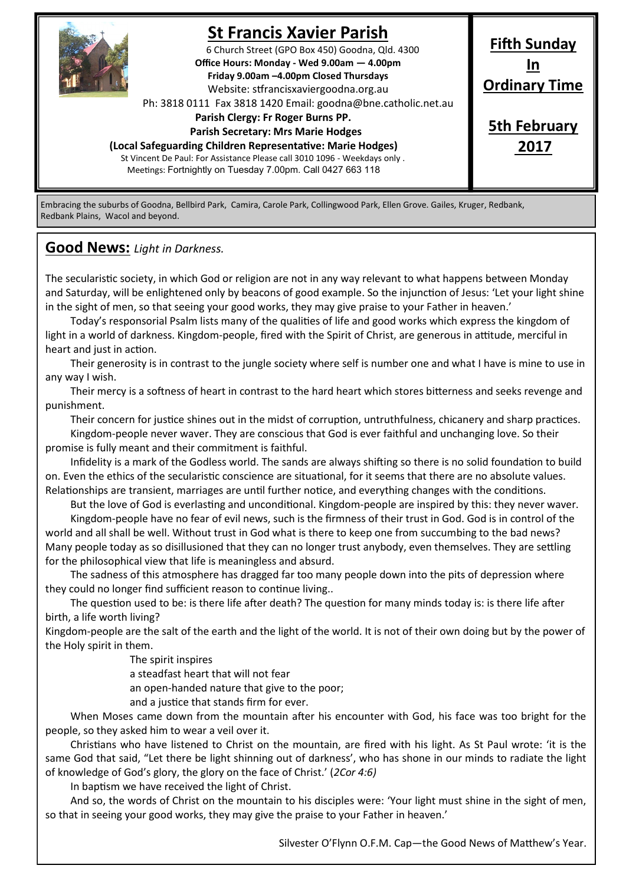# St Francis Xavier Parish

6 Church Street (GPO Box 450) Goodna, Qld. 4300
**Office Hours: Monday - Wed 9.00am — 4.00pm**
**Friday 9.00am –4.00pm Closed Thursdays**
Website: stfrancisxaviergoodna.org.au
Ph: 3818 0111 Fax 3818 1420 Email: goodna@bne.catholic.net.au
**Parish Clergy: Fr Roger Burns PP.**
**Parish Secretary: Mrs Marie Hodges**
**(Local Safeguarding Children Representative: Marie Hodges)**
St Vincent De Paul: For Assistance Please call 3010 1096 - Weekdays only .
Meetings: Fortnightly on Tuesday 7.00pm. Call 0427 663 118

**Fifth Sunday In Ordinary Time**

**5th February 2017**

Embracing the suburbs of Goodna, Bellbird Park, Camira, Carole Park, Collingwood Park, Ellen Grove. Gailes, Kruger, Redbank, Redbank Plains, Wacol and beyond.

## Good News: *Light in Darkness.*

The secularistic society, in which God or religion are not in any way relevant to what happens between Monday and Saturday, will be enlightened only by beacons of good example. So the injunction of Jesus: 'Let your light shine in the sight of men, so that seeing your good works, they may give praise to your Father in heaven.'

Today's responsorial Psalm lists many of the qualities of life and good works which express the kingdom of light in a world of darkness. Kingdom-people, fired with the Spirit of Christ, are generous in attitude, merciful in heart and just in action.

Their generosity is in contrast to the jungle society where self is number one and what I have is mine to use in any way I wish.

Their mercy is a softness of heart in contrast to the hard heart which stores bitterness and seeks revenge and punishment.

Their concern for justice shines out in the midst of corruption, untruthfulness, chicanery and sharp practices.

Kingdom-people never waver. They are conscious that God is ever faithful and unchanging love. So their promise is fully meant and their commitment is faithful.

Infidelity is a mark of the Godless world. The sands are always shifting so there is no solid foundation to build on. Even the ethics of the secularistic conscience are situational, for it seems that there are no absolute values. Relationships are transient, marriages are until further notice, and everything changes with the conditions.

But the love of God is everlasting and unconditional. Kingdom-people are inspired by this: they never waver.

Kingdom-people have no fear of evil news, such is the firmness of their trust in God. God is in control of the world and all shall be well. Without trust in God what is there to keep one from succumbing to the bad news? Many people today as so disillusioned that they can no longer trust anybody, even themselves. They are settling for the philosophical view that life is meaningless and absurd.

The sadness of this atmosphere has dragged far too many people down into the pits of depression where they could no longer find sufficient reason to continue living..

The question used to be: is there life after death? The question for many minds today is: is there life after birth, a life worth living?

Kingdom-people are the salt of the earth and the light of the world. It is not of their own doing but by the power of the Holy spirit in them.

The spirit inspires
a steadfast heart that will not fear
an open-handed nature that give to the poor;
and a justice that stands firm for ever.

When Moses came down from the mountain after his encounter with God, his face was too bright for the people, so they asked him to wear a veil over it.

Christians who have listened to Christ on the mountain, are fired with his light. As St Paul wrote: 'it is the same God that said, "Let there be light shinning out of darkness', who has shone in our minds to radiate the light of knowledge of God's glory, the glory on the face of Christ.' (*2Cor 4:6)*

In baptism we have received the light of Christ.

And so, the words of Christ on the mountain to his disciples were: 'Your light must shine in the sight of men, so that in seeing your good works, they may give the praise to your Father in heaven.'

Silvester O'Flynn O.F.M. Cap—the Good News of Matthew's Year.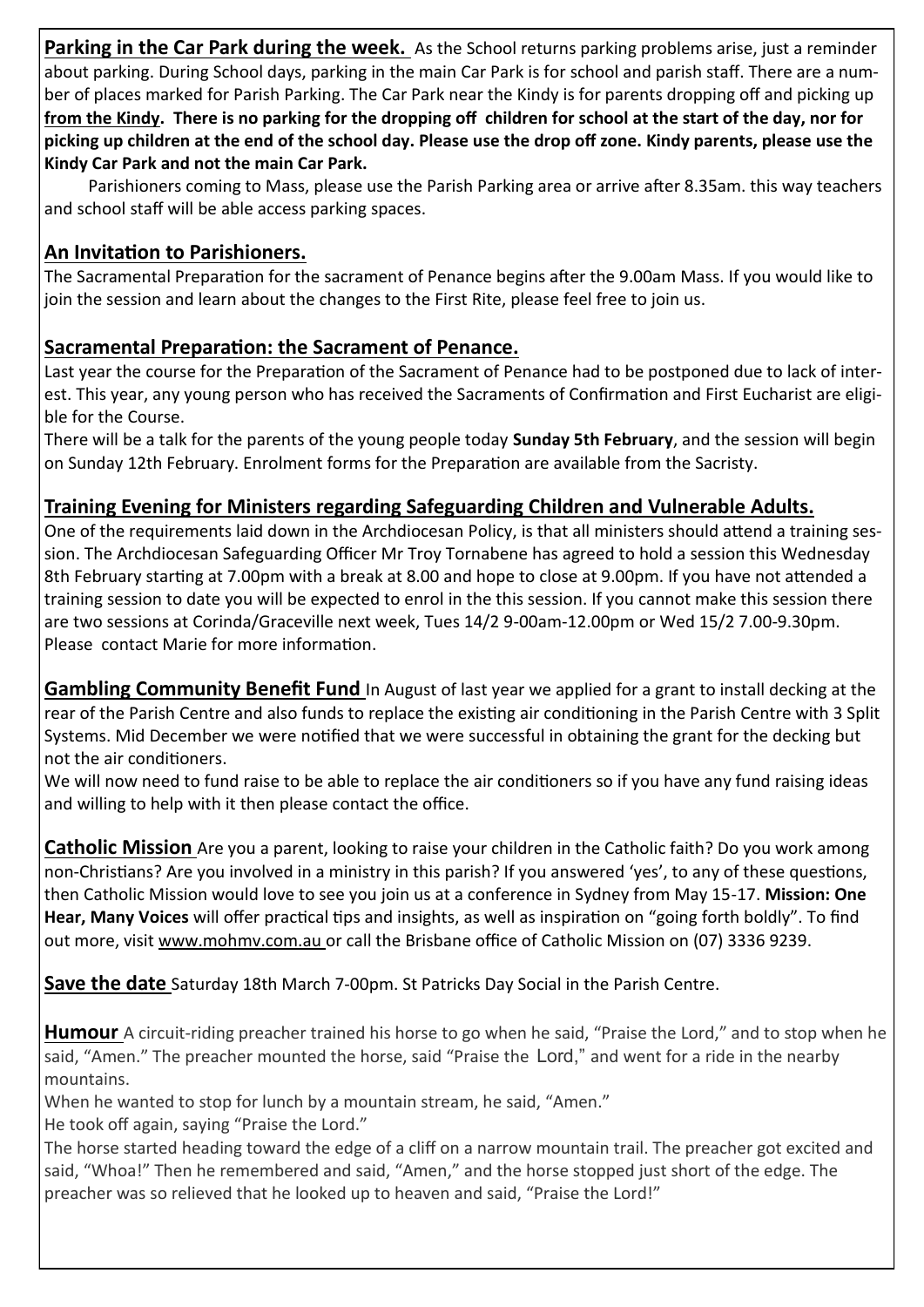**Parking in the Car Park during the week.** As the School returns parking problems arise, just a reminder about parking. During School days, parking in the main Car Park is for school and parish staff. There are a number of places marked for Parish Parking. The Car Park near the Kindy is for parents dropping off and picking up **from the Kindy. There is no parking for the dropping off children for school at the start of the day, nor for picking up children at the end of the school day. Please use the drop off zone. Kindy parents, please use the Kindy Car Park and not the main Car Park.**

Parishioners coming to Mass, please use the Parish Parking area or arrive after 8.35am. this way teachers and school staff will be able access parking spaces.

## An Invitation to Parishioners.

The Sacramental Preparation for the sacrament of Penance begins after the 9.00am Mass. If you would like to join the session and learn about the changes to the First Rite, please feel free to join us.

## Sacramental Preparation: the Sacrament of Penance.

Last year the course for the Preparation of the Sacrament of Penance had to be postponed due to lack of interest. This year, any young person who has received the Sacraments of Confirmation and First Eucharist are eligible for the Course.

There will be a talk for the parents of the young people today **Sunday 5th February**, and the session will begin on Sunday 12th February. Enrolment forms for the Preparation are available from the Sacristy.

## Training Evening for Ministers regarding Safeguarding Children and Vulnerable Adults.

One of the requirements laid down in the Archdiocesan Policy, is that all ministers should attend a training session. The Archdiocesan Safeguarding Officer Mr Troy Tornabene has agreed to hold a session this Wednesday 8th February starting at 7.00pm with a break at 8.00 and hope to close at 9.00pm. If you have not attended a training session to date you will be expected to enrol in the this session. If you cannot make this session there are two sessions at Corinda/Graceville next week, Tues 14/2 9-00am-12.00pm or Wed 15/2 7.00-9.30pm. Please contact Marie for more information.

**Gambling Community Benefit Fund** In August of last year we applied for a grant to install decking at the rear of the Parish Centre and also funds to replace the existing air conditioning in the Parish Centre with 3 Split Systems. Mid December we were notified that we were successful in obtaining the grant for the decking but not the air conditioners.

We will now need to fund raise to be able to replace the air conditioners so if you have any fund raising ideas and willing to help with it then please contact the office.

**Catholic Mission** Are you a parent, looking to raise your children in the Catholic faith? Do you work among non-Christians? Are you involved in a ministry in this parish? If you answered 'yes', to any of these questions, then Catholic Mission would love to see you join us at a conference in Sydney from May 15-17. **Mission: One Hear, Many Voices** will offer practical tips and insights, as well as inspiration on "going forth boldly". To find out more, visit www.mohmv.com.au or call the Brisbane office of Catholic Mission on (07) 3336 9239.

**Save the date** Saturday 18th March 7-00pm. St Patricks Day Social in the Parish Centre.

**Humour** A circuit-riding preacher trained his horse to go when he said, "Praise the Lord," and to stop when he said, "Amen." The preacher mounted the horse, said "Praise the Lord," and went for a ride in the nearby mountains.

When he wanted to stop for lunch by a mountain stream, he said, "Amen."

He took off again, saying "Praise the Lord."

The horse started heading toward the edge of a cliff on a narrow mountain trail. The preacher got excited and said, "Whoa!" Then he remembered and said, "Amen," and the horse stopped just short of the edge. The preacher was so relieved that he looked up to heaven and said, "Praise the Lord!"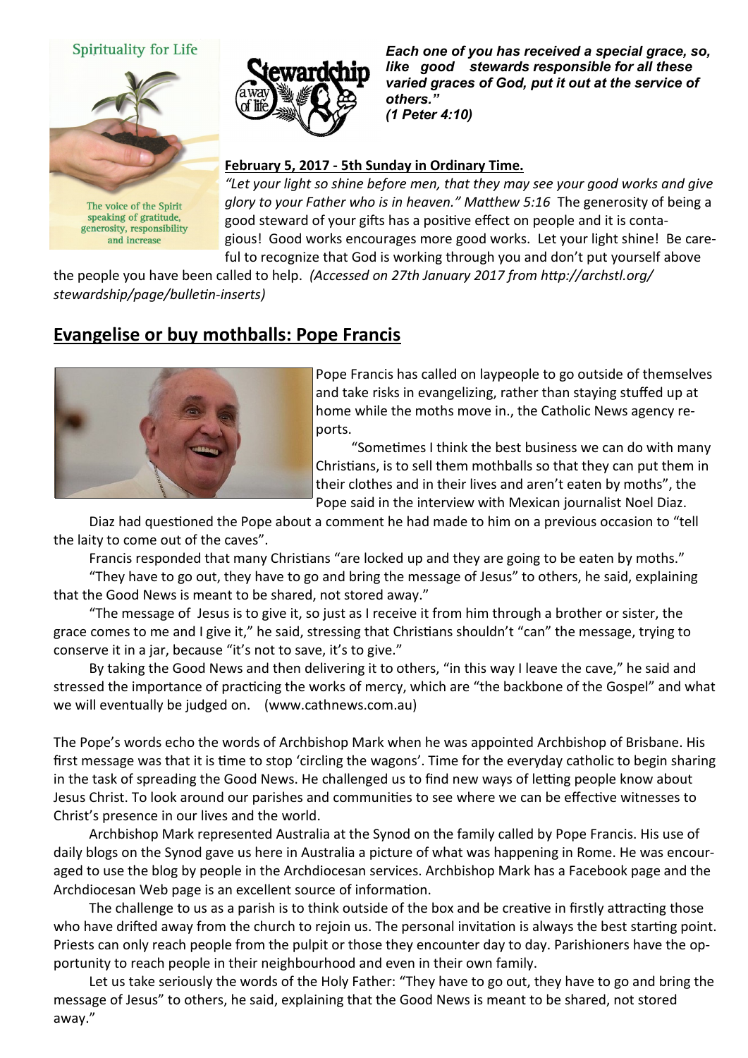Spirituality for Life

The voice of the Spirit speaking of gratitude, generosity, responsibility and increase

Stewardship a way of life

***Each one of you has received a special grace, so, like good stewards responsible for all these varied graces of God, put it out at the service of others." (1 Peter 4:10)***

**February 5, 2017 - 5th Sunday in Ordinary Time.**

*"Let your light so shine before men, that they may see your good works and give glory to your Father who is in heaven." Matthew 5:16* The generosity of being a good steward of your gifts has a positive effect on people and it is contagious! Good works encourages more good works. Let your light shine! Be careful to recognize that God is working through you and don't put yourself above the people you have been called to help. *(Accessed on 27th January 2017 from http://archstl.org/stewardship/page/bulletin-inserts)*

## Evangelise or buy mothballs: Pope Francis

Pope Francis has called on laypeople to go outside of themselves and take risks in evangelizing, rather than staying stuffed up at home while the moths move in., the Catholic News agency reports.

"Sometimes I think the best business we can do with many Christians, is to sell them mothballs so that they can put them in their clothes and in their lives and aren't eaten by moths", the Pope said in the interview with Mexican journalist Noel Diaz.

Diaz had questioned the Pope about a comment he had made to him on a previous occasion to "tell the laity to come out of the caves".

Francis responded that many Christians "are locked up and they are going to be eaten by moths."

"They have to go out, they have to go and bring the message of Jesus" to others, he said, explaining that the Good News is meant to be shared, not stored away."

"The message of Jesus is to give it, so just as I receive it from him through a brother or sister, the grace comes to me and I give it," he said, stressing that Christians shouldn't "can" the message, trying to conserve it in a jar, because "it's not to save, it's to give."

By taking the Good News and then delivering it to others, "in this way I leave the cave," he said and stressed the importance of practicing the works of mercy, which are "the backbone of the Gospel" and what we will eventually be judged on. (www.cathnews.com.au)

The Pope's words echo the words of Archbishop Mark when he was appointed Archbishop of Brisbane. His first message was that it is time to stop 'circling the wagons'. Time for the everyday catholic to begin sharing in the task of spreading the Good News. He challenged us to find new ways of letting people know about Jesus Christ. To look around our parishes and communities to see where we can be effective witnesses to Christ's presence in our lives and the world.

Archbishop Mark represented Australia at the Synod on the family called by Pope Francis. His use of daily blogs on the Synod gave us here in Australia a picture of what was happening in Rome. He was encouraged to use the blog by people in the Archdiocesan services. Archbishop Mark has a Facebook page and the Archdiocesan Web page is an excellent source of information.

The challenge to us as a parish is to think outside of the box and be creative in firstly attracting those who have drifted away from the church to rejoin us. The personal invitation is always the best starting point. Priests can only reach people from the pulpit or those they encounter day to day. Parishioners have the opportunity to reach people in their neighbourhood and even in their own family.

Let us take seriously the words of the Holy Father: "They have to go out, they have to go and bring the message of Jesus" to others, he said, explaining that the Good News is meant to be shared, not stored away."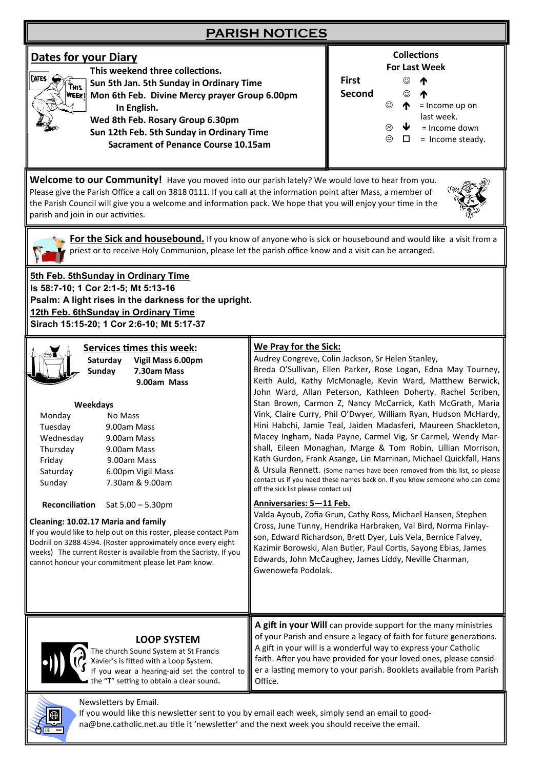# PARISH NOTICES

## Dates for your Diary

**This weekend three collections.**
**Sun 5th Jan. 5th Sunday in Ordinary Time**
**Mon 6th Feb. Divine Mercy prayer Group 6.00pm In English.**
**Wed 8th Feb. Rosary Group 6.30pm**
**Sun 12th Feb. 5th Sunday in Ordinary Time**
**Sacrament of Penance Course 10.15am**

### Collections For Last Week

| | | |
|---|---|---|
| **First** | ☺ | ↑ |
| **Second** | ☺ | ↑ |

☺ ↑ = Income up on last week.
☹ ↓ = Income down
😐 ☐ = Income steady.

**Welcome to our Community!** Have you moved into our parish lately? We would love to hear from you. Please give the Parish Office a call on 3818 0111. If you call at the information point after Mass, a member of the Parish Council will give you a welcome and information pack. We hope that you will enjoy your time in the parish and join in our activities.

**For the Sick and housebound.** If you know of anyone who is sick or housebound and would like a visit from a priest or to receive Holy Communion, please let the parish office know and a visit can be arranged.

**5th Feb. 5thSunday in Ordinary Time**
**Is 58:7-10; 1 Cor 2:1-5; Mt 5:13-16**
**Psalm: A light rises in the darkness for the upright.**
**12th Feb. 6thSunday in Ordinary Time**
**Sirach 15:15-20; 1 Cor 2:6-10; Mt 5:17-37**

## Services times this week:

**Saturday** Vigil Mass 6.00pm
**Sunday** 7.30am Mass
9.00am Mass

**Weekdays**

| | |
|---|---|
| Monday | No Mass |
| Tuesday | 9.00am Mass |
| Wednesday | 9.00am Mass |
| Thursday | 9.00am Mass |
| Friday | 9.00am Mass |
| Saturday | 6.00pm Vigil Mass |
| Sunday | 7.30am & 9.00am |

**Reconciliation** Sat 5.00 – 5.30pm

**Cleaning: 10.02.17 Maria and family**
If you would like to help out on this roster, please contact Pam Dodrill on 3288 4594. (Roster approximately once every eight weeks) The current Roster is available from the Sacristy. If you cannot honour your commitment please let Pam know.

## We Pray for the Sick:

Audrey Congreve, Colin Jackson, Sr Helen Stanley, Breda O'Sullivan, Ellen Parker, Rose Logan, Edna May Tourney, Keith Auld, Kathy McMonagle, Kevin Ward, Matthew Berwick, John Ward, Allan Peterson, Kathleen Doherty. Rachel Scriben, Stan Brown, Carmon Z, Nancy McCarrick, Kath McGrath, Maria Vink, Claire Curry, Phil O'Dwyer, William Ryan, Hudson McHardy, Hini Habchi, Jamie Teal, Jaiden Madasferi, Maureen Shackleton, Macey Ingham, Nada Payne, Carmel Vig, Sr Carmel, Wendy Marshall, Eileen Monaghan, Marge & Tom Robin, Lillian Morrison, Kath Gurdon, Frank Asange, Lin Marrinan, Michael Quickfall, Hans & Ursula Rennett. (Some names have been removed from this list, so please contact us if you need these names back on. If you know someone who can come off the sick list please contact us)

**Anniversaries: 5—11 Feb.**
Valda Ayoub, Zofia Grun, Cathy Ross, Michael Hansen, Stephen Cross, June Tunny, Hendrika Harbraken, Val Bird, Norma Finlayson, Edward Richardson, Brett Dyer, Luis Vela, Bernice Falvey, Kazimir Borowski, Alan Butler, Paul Cortis, Sayong Ebias, James Edwards, John McCaughey, James Liddy, Neville Charman, Gwenowefa Podolak.

## LOOP SYSTEM

The church Sound System at St Francis Xavier's is fitted with a Loop System. If you wear a hearing-aid set the control to the "T" setting to obtain a clear sound.

**A gift in your Will** can provide support for the many ministries of your Parish and ensure a legacy of faith for future generations. A gift in your will is a wonderful way to express your Catholic faith. After you have provided for your loved ones, please consider a lasting memory to your parish. Booklets available from Parish Office.

Newsletters by Email.
If you would like this newsletter sent to you by email each week, simply send an email to goodna@bne.catholic.net.au title it 'newsletter' and the next week you should receive the email.